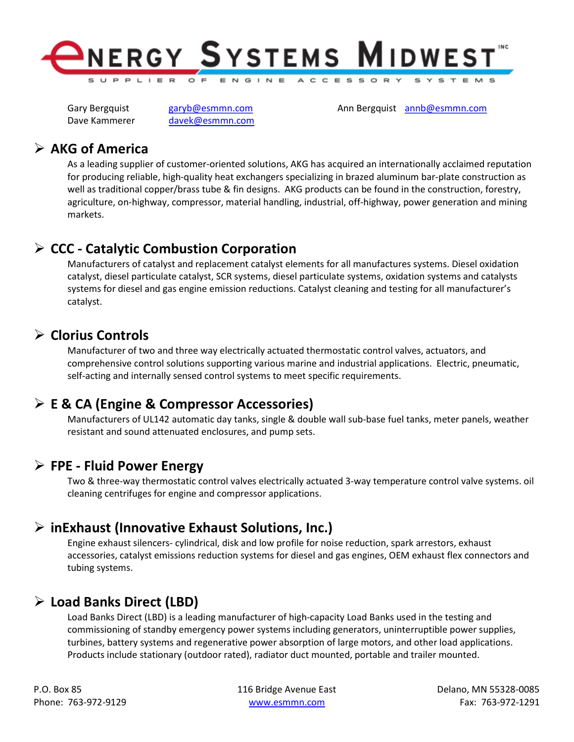# Energy Systems Midwest Inc

SUPPLIER OF ENGINE ACCESSORY SYSTEMS

Gary Bergquist garyb@esmmn.com
Dave Kammerer davek@esmmn.com
Ann Bergquist annb@esmmn.com

## AKG of America

As a leading supplier of customer-oriented solutions, AKG has acquired an internationally acclaimed reputation for producing reliable, high-quality heat exchangers specializing in brazed aluminum bar-plate construction as well as traditional copper/brass tube & fin designs. AKG products can be found in the construction, forestry, agriculture, on-highway, compressor, material handling, industrial, off-highway, power generation and mining markets.

## CCC - Catalytic Combustion Corporation

Manufacturers of catalyst and replacement catalyst elements for all manufactures systems. Diesel oxidation catalyst, diesel particulate catalyst, SCR systems, diesel particulate systems, oxidation systems and catalysts systems for diesel and gas engine emission reductions. Catalyst cleaning and testing for all manufacturer's catalyst.

## Clorius Controls

Manufacturer of two and three way electrically actuated thermostatic control valves, actuators, and comprehensive control solutions supporting various marine and industrial applications. Electric, pneumatic, self-acting and internally sensed control systems to meet specific requirements.

## E & CA (Engine & Compressor Accessories)

Manufacturers of UL142 automatic day tanks, single & double wall sub-base fuel tanks, meter panels, weather resistant and sound attenuated enclosures, and pump sets.

## FPE - Fluid Power Energy

Two & three-way thermostatic control valves electrically actuated 3-way temperature control valve systems. oil cleaning centrifuges for engine and compressor applications.

## inExhaust (Innovative Exhaust Solutions, Inc.)

Engine exhaust silencers- cylindrical, disk and low profile for noise reduction, spark arrestors, exhaust accessories, catalyst emissions reduction systems for diesel and gas engines, OEM exhaust flex connectors and tubing systems.

## Load Banks Direct (LBD)

Load Banks Direct (LBD) is a leading manufacturer of high-capacity Load Banks used in the testing and commissioning of standby emergency power systems including generators, uninterruptible power supplies, turbines, battery systems and regenerative power absorption of large motors, and other load applications. Products include stationary (outdoor rated), radiator duct mounted, portable and trailer mounted.

P.O. Box 85 | 116 Bridge Avenue East | Delano, MN 55328-0085
Phone: 763-972-9129 | www.esmmn.com | Fax: 763-972-1291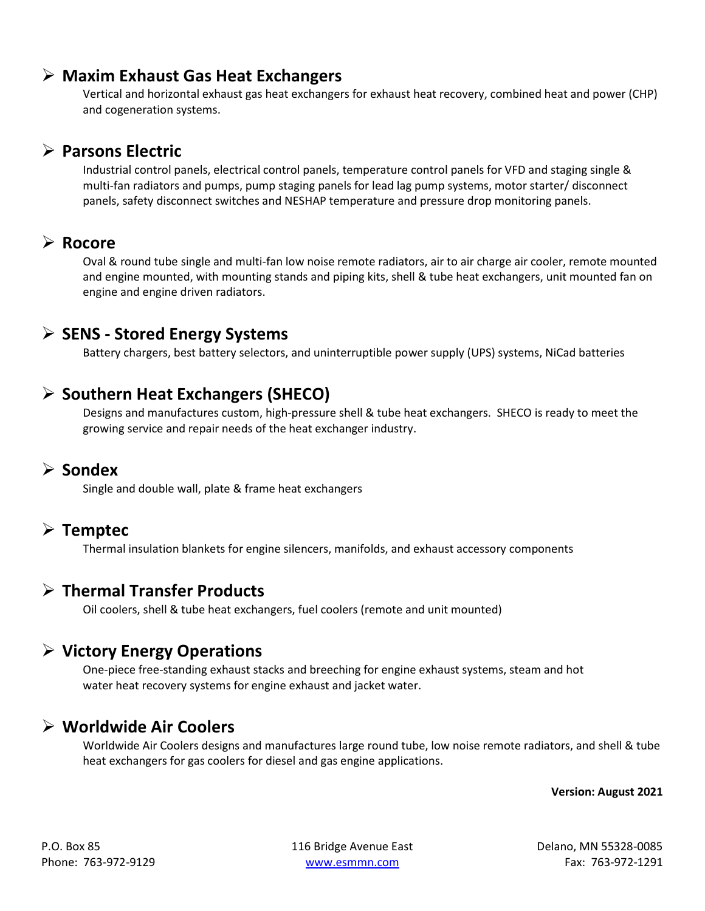- **Maxim Exhaust Gas Heat Exchangers**

  Vertical and horizontal exhaust gas heat exchangers for exhaust heat recovery, combined heat and power (CHP) and cogeneration systems.

- **Parsons Electric**

  Industrial control panels, electrical control panels, temperature control panels for VFD and staging single & multi-fan radiators and pumps, pump staging panels for lead lag pump systems, motor starter/ disconnect panels, safety disconnect switches and NESHAP temperature and pressure drop monitoring panels.

- **Rocore**

  Oval & round tube single and multi-fan low noise remote radiators, air to air charge air cooler, remote mounted and engine mounted, with mounting stands and piping kits, shell & tube heat exchangers, unit mounted fan on engine and engine driven radiators.

- **SENS - Stored Energy Systems**

  Battery chargers, best battery selectors, and uninterruptible power supply (UPS) systems, NiCad batteries

- **Southern Heat Exchangers (SHECO)**

  Designs and manufactures custom, high-pressure shell & tube heat exchangers. SHECO is ready to meet the growing service and repair needs of the heat exchanger industry.

- **Sondex**

  Single and double wall, plate & frame heat exchangers

- **Temptec**

  Thermal insulation blankets for engine silencers, manifolds, and exhaust accessory components

- **Thermal Transfer Products**

  Oil coolers, shell & tube heat exchangers, fuel coolers (remote and unit mounted)

- **Victory Energy Operations**

  One-piece free-standing exhaust stacks and breeching for engine exhaust systems, steam and hot water heat recovery systems for engine exhaust and jacket water.

- **Worldwide Air Coolers**

  Worldwide Air Coolers designs and manufactures large round tube, low noise remote radiators, and shell & tube heat exchangers for gas coolers for diesel and gas engine applications.

**Version: August 2021**

P.O. Box 85 | 116 Bridge Avenue East | Delano, MN 55328-0085

Phone: 763-972-9129 | www.esmmn.com | Fax: 763-972-1291